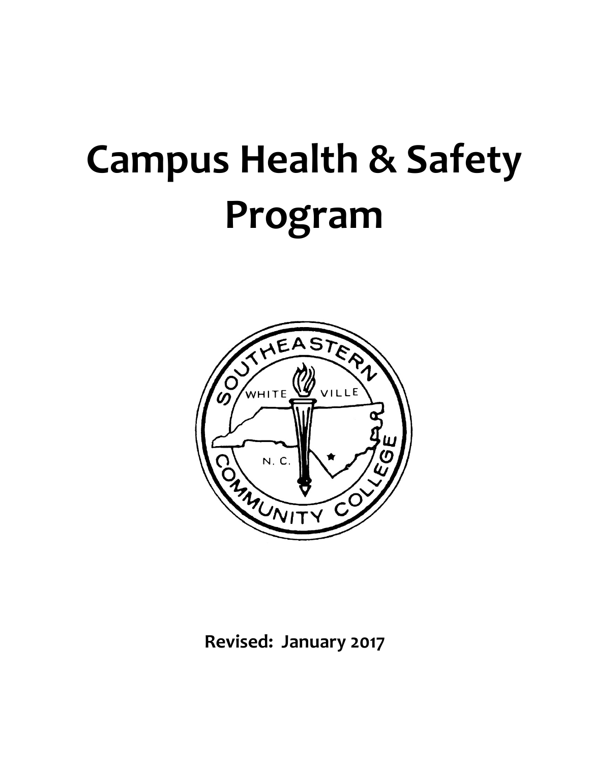# Campus Health & Safety Program

**Revised: January 2017**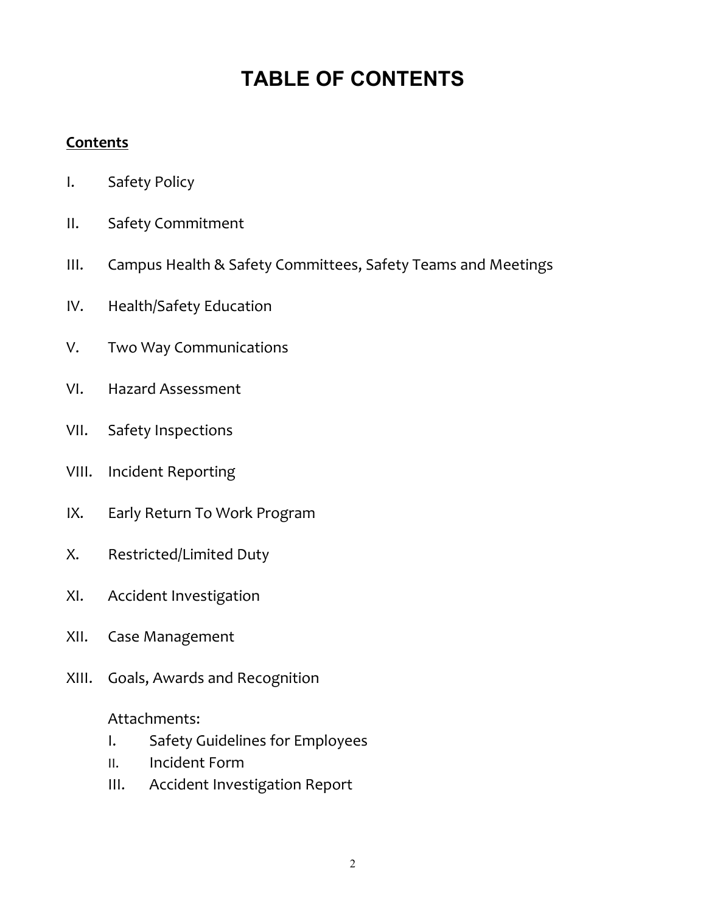# TABLE OF CONTENTS

**Contents**

I. Safety Policy

II. Safety Commitment

III. Campus Health & Safety Committees, Safety Teams and Meetings

IV. Health/Safety Education

V. Two Way Communications

VI. Hazard Assessment

VII. Safety Inspections

VIII. Incident Reporting

IX. Early Return To Work Program

X. Restricted/Limited Duty

XI. Accident Investigation

XII. Case Management

XIII. Goals, Awards and Recognition

Attachments:

I. Safety Guidelines for Employees

II. Incident Form

III. Accident Investigation Report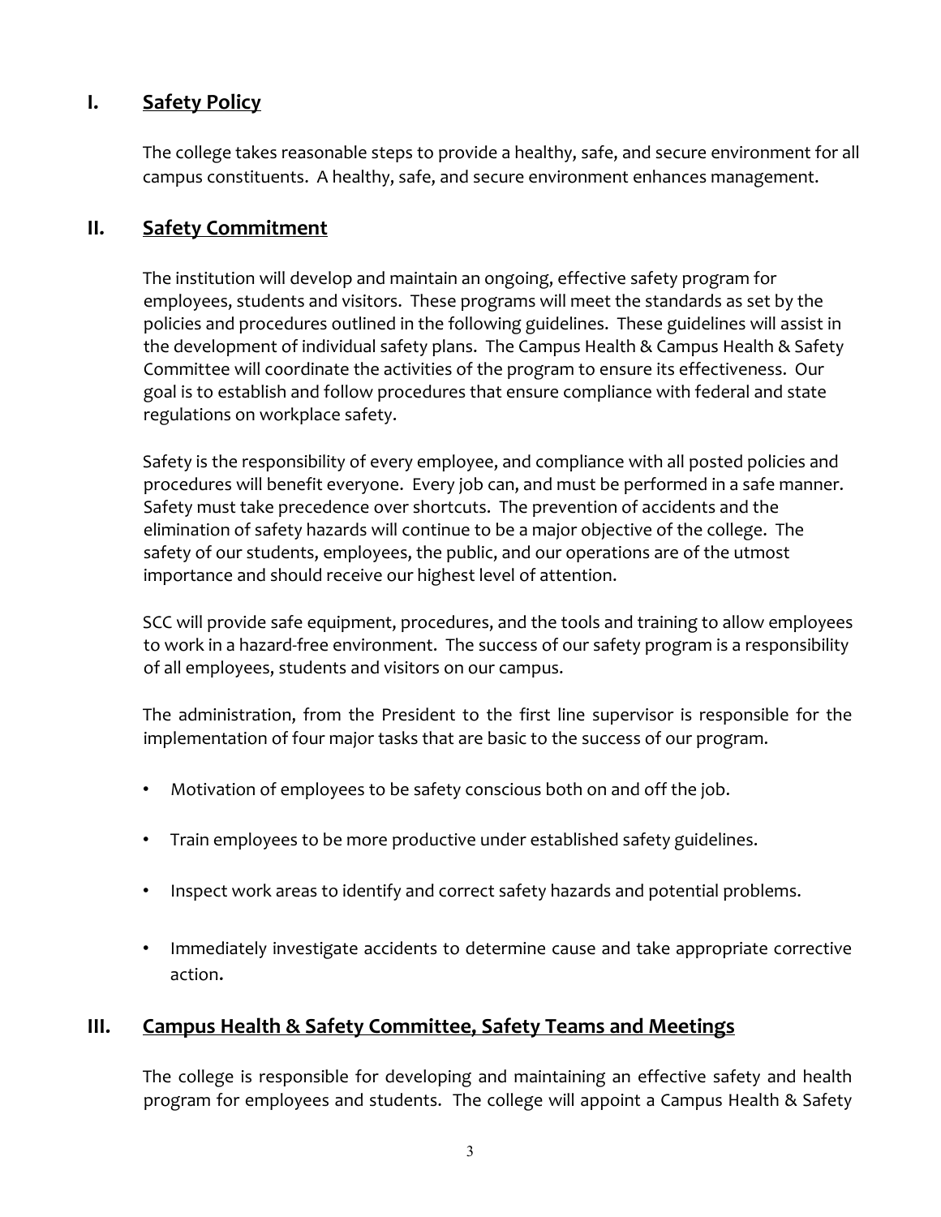## I. Safety Policy

The college takes reasonable steps to provide a healthy, safe, and secure environment for all campus constituents. A healthy, safe, and secure environment enhances management.

## II. Safety Commitment

The institution will develop and maintain an ongoing, effective safety program for employees, students and visitors. These programs will meet the standards as set by the policies and procedures outlined in the following guidelines. These guidelines will assist in the development of individual safety plans. The Campus Health & Campus Health & Safety Committee will coordinate the activities of the program to ensure its effectiveness. Our goal is to establish and follow procedures that ensure compliance with federal and state regulations on workplace safety.

Safety is the responsibility of every employee, and compliance with all posted policies and procedures will benefit everyone. Every job can, and must be performed in a safe manner. Safety must take precedence over shortcuts. The prevention of accidents and the elimination of safety hazards will continue to be a major objective of the college. The safety of our students, employees, the public, and our operations are of the utmost importance and should receive our highest level of attention.

SCC will provide safe equipment, procedures, and the tools and training to allow employees to work in a hazard-free environment. The success of our safety program is a responsibility of all employees, students and visitors on our campus.

The administration, from the President to the first line supervisor is responsible for the implementation of four major tasks that are basic to the success of our program.

- Motivation of employees to be safety conscious both on and off the job.
- Train employees to be more productive under established safety guidelines.
- Inspect work areas to identify and correct safety hazards and potential problems.
- Immediately investigate accidents to determine cause and take appropriate corrective action.

## III. Campus Health & Safety Committee, Safety Teams and Meetings

The college is responsible for developing and maintaining an effective safety and health program for employees and students. The college will appoint a Campus Health & Safety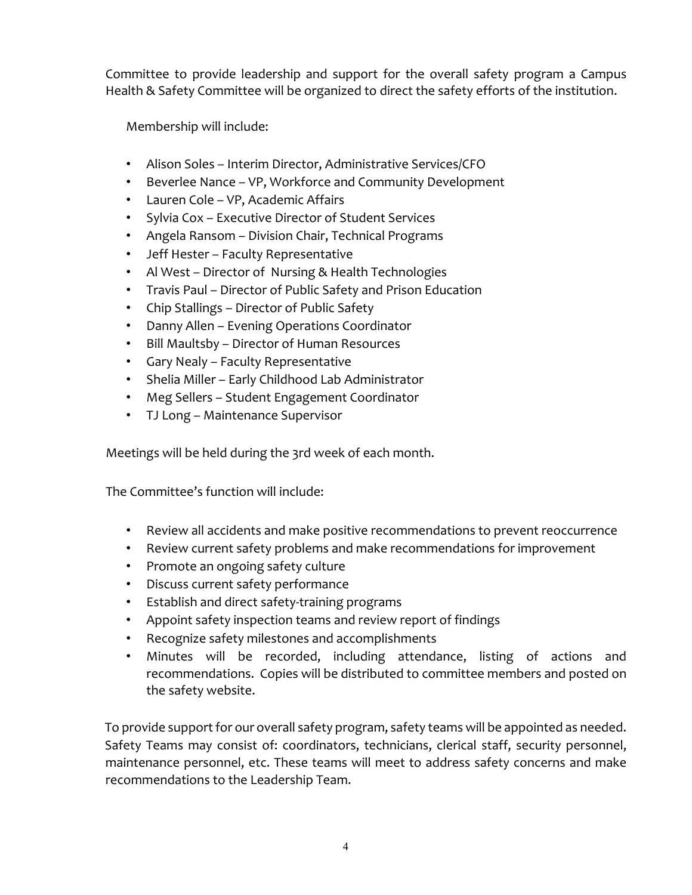Committee to provide leadership and support for the overall safety program a Campus Health & Safety Committee will be organized to direct the safety efforts of the institution.

Membership will include:

- Alison Soles – Interim Director, Administrative Services/CFO
- Beverlee Nance – VP, Workforce and Community Development
- Lauren Cole – VP, Academic Affairs
- Sylvia Cox – Executive Director of Student Services
- Angela Ransom – Division Chair, Technical Programs
- Jeff Hester – Faculty Representative
- Al West – Director of Nursing & Health Technologies
- Travis Paul – Director of Public Safety and Prison Education
- Chip Stallings – Director of Public Safety
- Danny Allen – Evening Operations Coordinator
- Bill Maultsby – Director of Human Resources
- Gary Nealy – Faculty Representative
- Shelia Miller – Early Childhood Lab Administrator
- Meg Sellers – Student Engagement Coordinator
- TJ Long – Maintenance Supervisor

Meetings will be held during the 3rd week of each month.

The Committee's function will include:

- Review all accidents and make positive recommendations to prevent reoccurrence
- Review current safety problems and make recommendations for improvement
- Promote an ongoing safety culture
- Discuss current safety performance
- Establish and direct safety-training programs
- Appoint safety inspection teams and review report of findings
- Recognize safety milestones and accomplishments
- Minutes will be recorded, including attendance, listing of actions and recommendations. Copies will be distributed to committee members and posted on the safety website.

To provide support for our overall safety program, safety teams will be appointed as needed. Safety Teams may consist of: coordinators, technicians, clerical staff, security personnel, maintenance personnel, etc. These teams will meet to address safety concerns and make recommendations to the Leadership Team.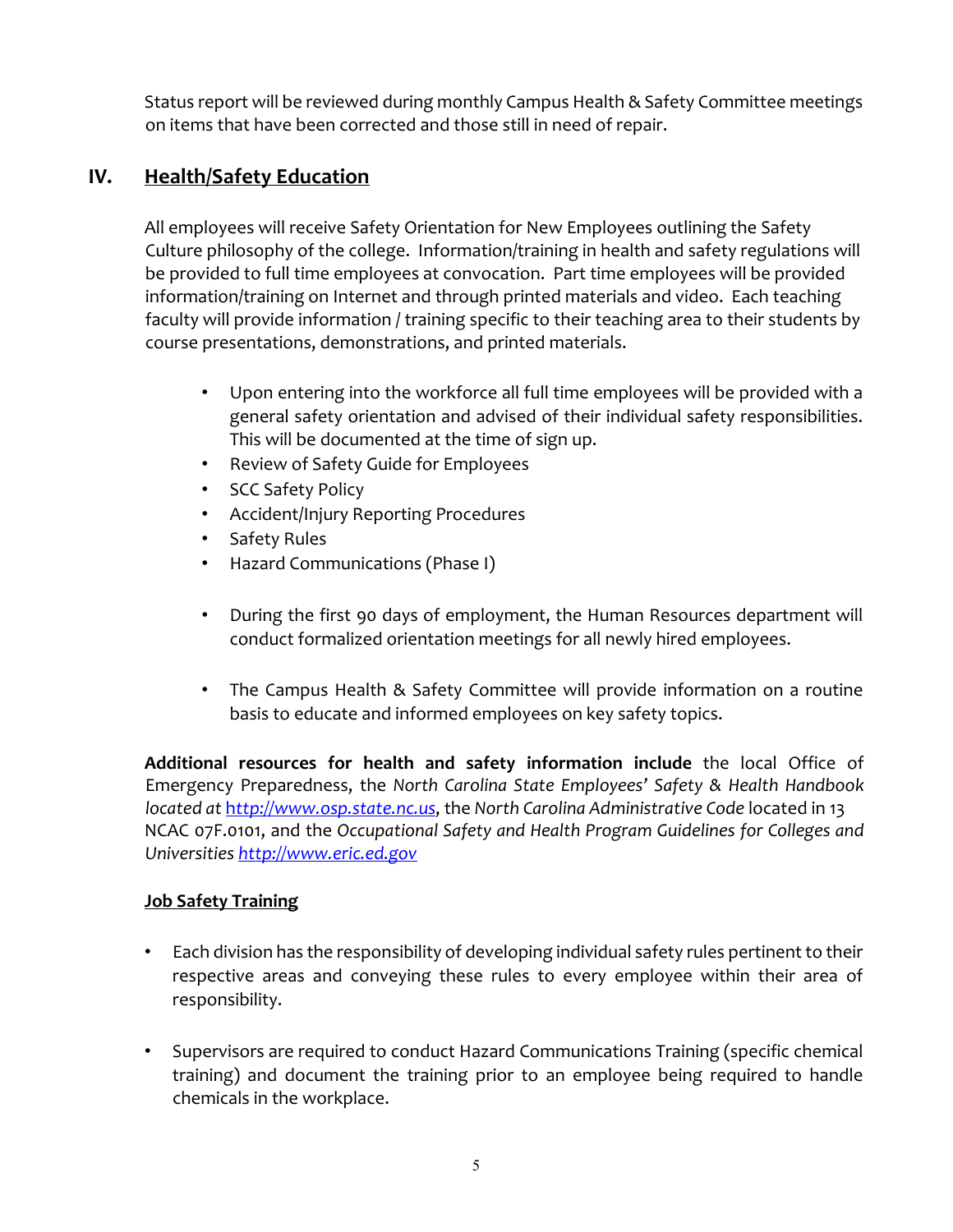Status report will be reviewed during monthly Campus Health & Safety Committee meetings on items that have been corrected and those still in need of repair.

## IV. Health/Safety Education

All employees will receive Safety Orientation for New Employees outlining the Safety Culture philosophy of the college. Information/training in health and safety regulations will be provided to full time employees at convocation. Part time employees will be provided information/training on Internet and through printed materials and video. Each teaching faculty will provide information / training specific to their teaching area to their students by course presentations, demonstrations, and printed materials.

- Upon entering into the workforce all full time employees will be provided with a general safety orientation and advised of their individual safety responsibilities. This will be documented at the time of sign up.
- Review of Safety Guide for Employees
- SCC Safety Policy
- Accident/Injury Reporting Procedures
- Safety Rules
- Hazard Communications (Phase I)

- During the first 90 days of employment, the Human Resources department will conduct formalized orientation meetings for all newly hired employees.

- The Campus Health & Safety Committee will provide information on a routine basis to educate and informed employees on key safety topics.

**Additional resources for health and safety information include** the local Office of Emergency Preparedness, the *North Carolina State Employees' Safety & Health Handbook located at* [http://www.osp.state.nc.us](http://www.osp.state.nc.us), the *North Carolina Administrative Code* located in 13 NCAC 07F.0101, and the *Occupational Safety and Health Program Guidelines for Colleges and Universities* [http://www.eric.ed.gov](http://www.eric.ed.gov)

### Job Safety Training

- Each division has the responsibility of developing individual safety rules pertinent to their respective areas and conveying these rules to every employee within their area of responsibility.

- Supervisors are required to conduct Hazard Communications Training (specific chemical training) and document the training prior to an employee being required to handle chemicals in the workplace.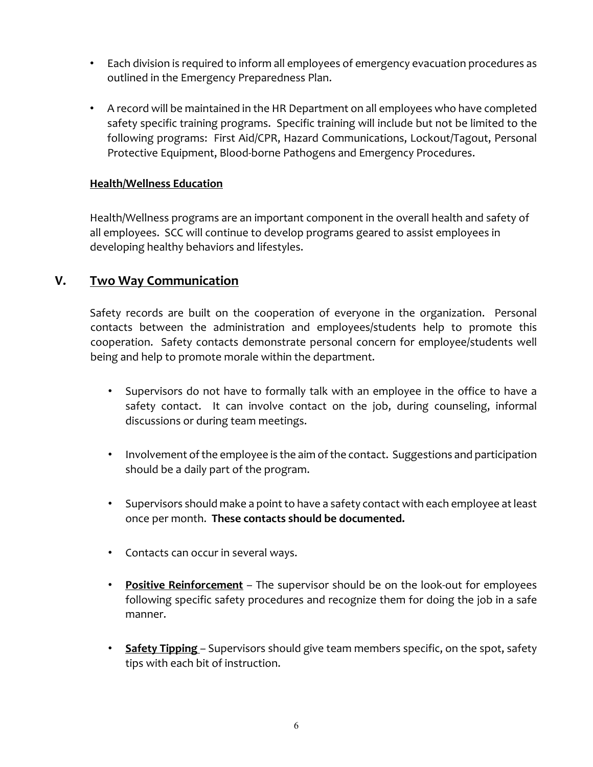- Each division is required to inform all employees of emergency evacuation procedures as outlined in the Emergency Preparedness Plan.

- A record will be maintained in the HR Department on all employees who have completed safety specific training programs. Specific training will include but not be limited to the following programs: First Aid/CPR, Hazard Communications, Lockout/Tagout, Personal Protective Equipment, Blood-borne Pathogens and Emergency Procedures.

**Health/Wellness Education**

Health/Wellness programs are an important component in the overall health and safety of all employees. SCC will continue to develop programs geared to assist employees in developing healthy behaviors and lifestyles.

## V. Two Way Communication

Safety records are built on the cooperation of everyone in the organization. Personal contacts between the administration and employees/students help to promote this cooperation. Safety contacts demonstrate personal concern for employee/students well being and help to promote morale within the department.

- Supervisors do not have to formally talk with an employee in the office to have a safety contact. It can involve contact on the job, during counseling, informal discussions or during team meetings.

- Involvement of the employee is the aim of the contact. Suggestions and participation should be a daily part of the program.

- Supervisors should make a point to have a safety contact with each employee at least once per month. **These contacts should be documented.**

- Contacts can occur in several ways.

- **Positive Reinforcement** – The supervisor should be on the look-out for employees following specific safety procedures and recognize them for doing the job in a safe manner.

- **Safety Tipping** – Supervisors should give team members specific, on the spot, safety tips with each bit of instruction.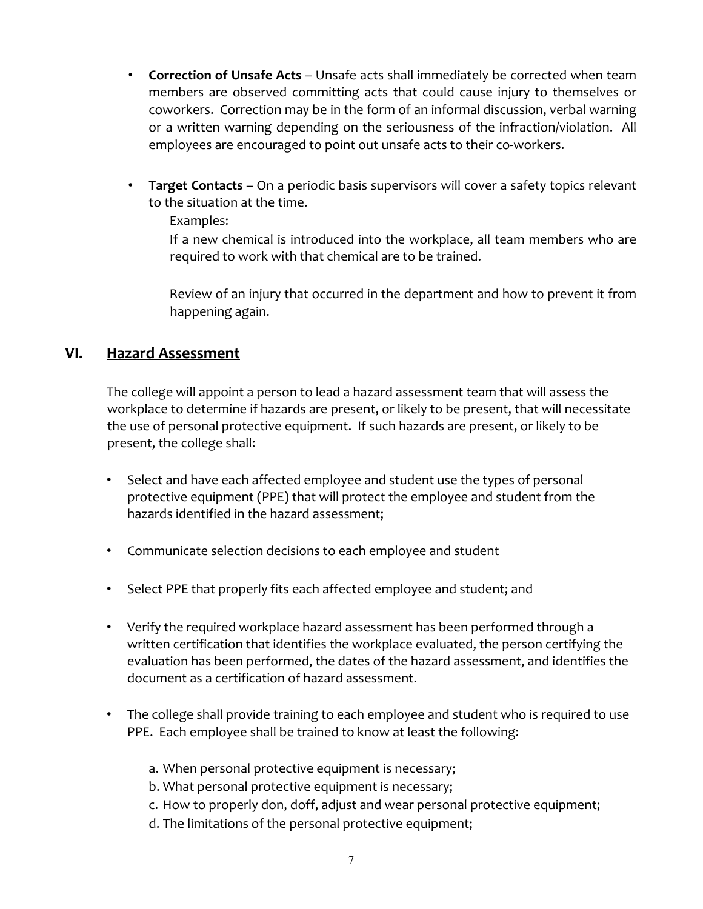- **Correction of Unsafe Acts** – Unsafe acts shall immediately be corrected when team members are observed committing acts that could cause injury to themselves or coworkers. Correction may be in the form of an informal discussion, verbal warning or a written warning depending on the seriousness of the infraction/violation. All employees are encouraged to point out unsafe acts to their co-workers.

- **Target Contacts** – On a periodic basis supervisors will cover a safety topics relevant to the situation at the time.

  Examples:

  If a new chemical is introduced into the workplace, all team members who are required to work with that chemical are to be trained.

  Review of an injury that occurred in the department and how to prevent it from happening again.

## VI. Hazard Assessment

The college will appoint a person to lead a hazard assessment team that will assess the workplace to determine if hazards are present, or likely to be present, that will necessitate the use of personal protective equipment. If such hazards are present, or likely to be present, the college shall:

- Select and have each affected employee and student use the types of personal protective equipment (PPE) that will protect the employee and student from the hazards identified in the hazard assessment;

- Communicate selection decisions to each employee and student

- Select PPE that properly fits each affected employee and student; and

- Verify the required workplace hazard assessment has been performed through a written certification that identifies the workplace evaluated, the person certifying the evaluation has been performed, the dates of the hazard assessment, and identifies the document as a certification of hazard assessment.

- The college shall provide training to each employee and student who is required to use PPE. Each employee shall be trained to know at least the following:

  a. When personal protective equipment is necessary;
  b. What personal protective equipment is necessary;
  c. How to properly don, doff, adjust and wear personal protective equipment;
  d. The limitations of the personal protective equipment;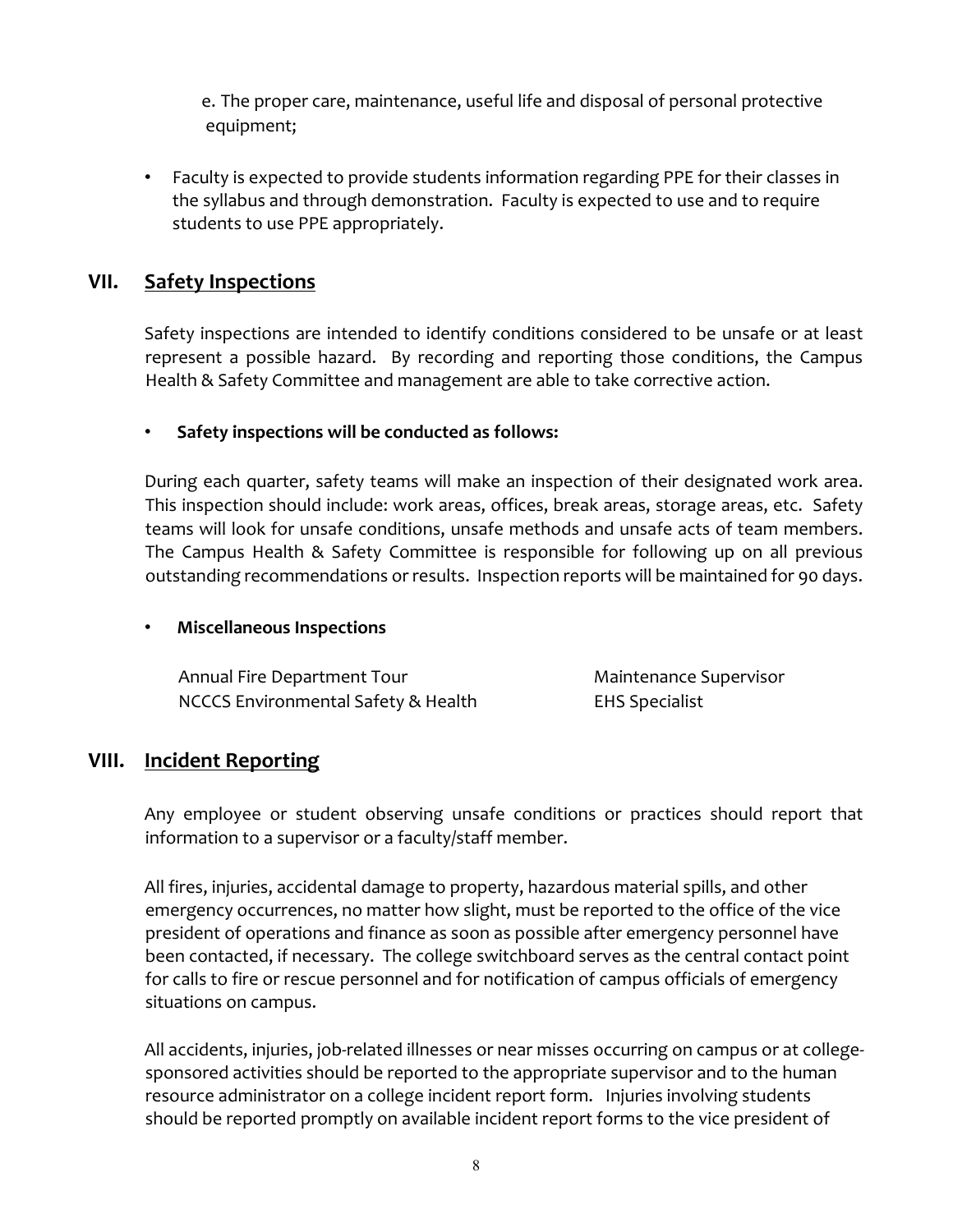e. The proper care, maintenance, useful life and disposal of personal protective equipment;

- Faculty is expected to provide students information regarding PPE for their classes in the syllabus and through demonstration. Faculty is expected to use and to require students to use PPE appropriately.

## VII. Safety Inspections

Safety inspections are intended to identify conditions considered to be unsafe or at least represent a possible hazard. By recording and reporting those conditions, the Campus Health & Safety Committee and management are able to take corrective action.

- **Safety inspections will be conducted as follows:**

During each quarter, safety teams will make an inspection of their designated work area. This inspection should include: work areas, offices, break areas, storage areas, etc. Safety teams will look for unsafe conditions, unsafe methods and unsafe acts of team members. The Campus Health & Safety Committee is responsible for following up on all previous outstanding recommendations or results. Inspection reports will be maintained for 90 days.

- **Miscellaneous Inspections**

| | |
|---|---|
| Annual Fire Department Tour | Maintenance Supervisor |
| NCCCS Environmental Safety & Health | EHS Specialist |

## VIII. Incident Reporting

Any employee or student observing unsafe conditions or practices should report that information to a supervisor or a faculty/staff member.

All fires, injuries, accidental damage to property, hazardous material spills, and other emergency occurrences, no matter how slight, must be reported to the office of the vice president of operations and finance as soon as possible after emergency personnel have been contacted, if necessary. The college switchboard serves as the central contact point for calls to fire or rescue personnel and for notification of campus officials of emergency situations on campus.

All accidents, injuries, job-related illnesses or near misses occurring on campus or at college-sponsored activities should be reported to the appropriate supervisor and to the human resource administrator on a college incident report form. Injuries involving students should be reported promptly on available incident report forms to the vice president of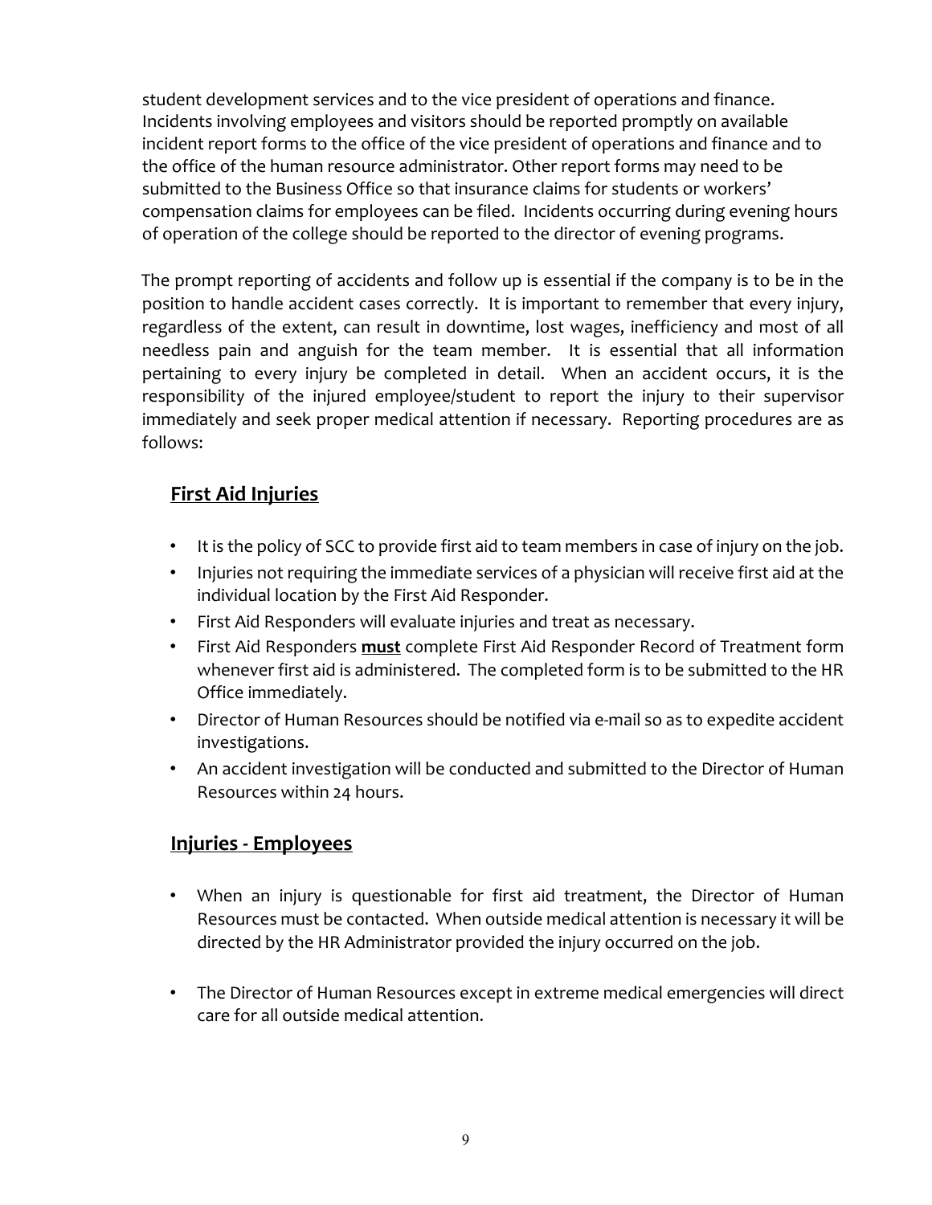student development services and to the vice president of operations and finance. Incidents involving employees and visitors should be reported promptly on available incident report forms to the office of the vice president of operations and finance and to the office of the human resource administrator. Other report forms may need to be submitted to the Business Office so that insurance claims for students or workers' compensation claims for employees can be filed. Incidents occurring during evening hours of operation of the college should be reported to the director of evening programs.

The prompt reporting of accidents and follow up is essential if the company is to be in the position to handle accident cases correctly. It is important to remember that every injury, regardless of the extent, can result in downtime, lost wages, inefficiency and most of all needless pain and anguish for the team member. It is essential that all information pertaining to every injury be completed in detail. When an accident occurs, it is the responsibility of the injured employee/student to report the injury to their supervisor immediately and seek proper medical attention if necessary. Reporting procedures are as follows:

## First Aid Injuries

- It is the policy of SCC to provide first aid to team members in case of injury on the job.
- Injuries not requiring the immediate services of a physician will receive first aid at the individual location by the First Aid Responder.
- First Aid Responders will evaluate injuries and treat as necessary.
- First Aid Responders **must** complete First Aid Responder Record of Treatment form whenever first aid is administered. The completed form is to be submitted to the HR Office immediately.
- Director of Human Resources should be notified via e-mail so as to expedite accident investigations.
- An accident investigation will be conducted and submitted to the Director of Human Resources within 24 hours.

## Injuries - Employees

- When an injury is questionable for first aid treatment, the Director of Human Resources must be contacted. When outside medical attention is necessary it will be directed by the HR Administrator provided the injury occurred on the job.
- The Director of Human Resources except in extreme medical emergencies will direct care for all outside medical attention.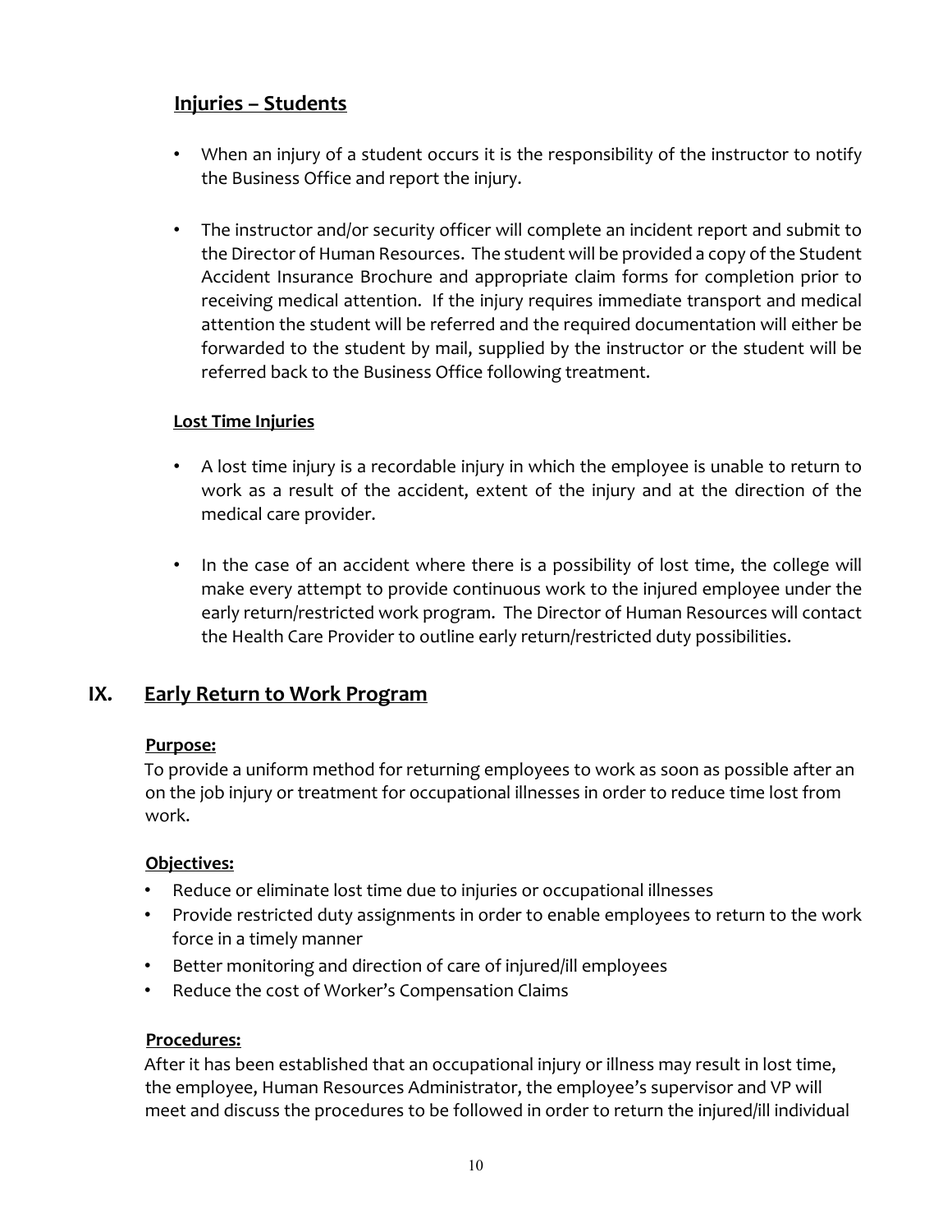## Injuries – Students

- When an injury of a student occurs it is the responsibility of the instructor to notify the Business Office and report the injury.

- The instructor and/or security officer will complete an incident report and submit to the Director of Human Resources. The student will be provided a copy of the Student Accident Insurance Brochure and appropriate claim forms for completion prior to receiving medical attention. If the injury requires immediate transport and medical attention the student will be referred and the required documentation will either be forwarded to the student by mail, supplied by the instructor or the student will be referred back to the Business Office following treatment.

### Lost Time Injuries

- A lost time injury is a recordable injury in which the employee is unable to return to work as a result of the accident, extent of the injury and at the direction of the medical care provider.

- In the case of an accident where there is a possibility of lost time, the college will make every attempt to provide continuous work to the injured employee under the early return/restricted work program. The Director of Human Resources will contact the Health Care Provider to outline early return/restricted duty possibilities.

# IX. Early Return to Work Program

**Purpose:**

To provide a uniform method for returning employees to work as soon as possible after an on the job injury or treatment for occupational illnesses in order to reduce time lost from work.

**Objectives:**

- Reduce or eliminate lost time due to injuries or occupational illnesses
- Provide restricted duty assignments in order to enable employees to return to the work force in a timely manner
- Better monitoring and direction of care of injured/ill employees
- Reduce the cost of Worker's Compensation Claims

**Procedures:**

After it has been established that an occupational injury or illness may result in lost time, the employee, Human Resources Administrator, the employee's supervisor and VP will meet and discuss the procedures to be followed in order to return the injured/ill individual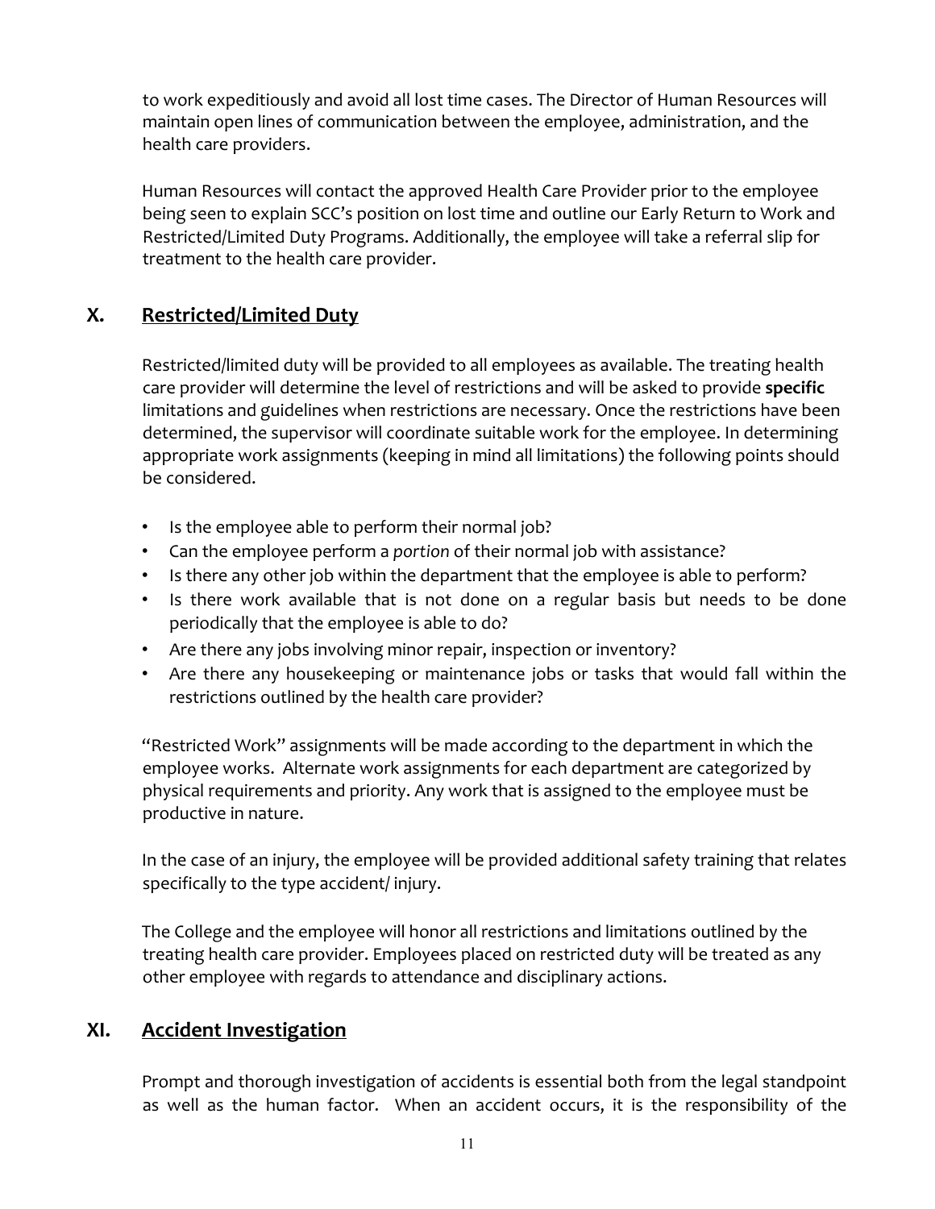to work expeditiously and avoid all lost time cases. The Director of Human Resources will maintain open lines of communication between the employee, administration, and the health care providers.

Human Resources will contact the approved Health Care Provider prior to the employee being seen to explain SCC's position on lost time and outline our Early Return to Work and Restricted/Limited Duty Programs. Additionally, the employee will take a referral slip for treatment to the health care provider.

## X. Restricted/Limited Duty

Restricted/limited duty will be provided to all employees as available. The treating health care provider will determine the level of restrictions and will be asked to provide **specific** limitations and guidelines when restrictions are necessary. Once the restrictions have been determined, the supervisor will coordinate suitable work for the employee. In determining appropriate work assignments (keeping in mind all limitations) the following points should be considered.

- Is the employee able to perform their normal job?
- Can the employee perform a *portion* of their normal job with assistance?
- Is there any other job within the department that the employee is able to perform?
- Is there work available that is not done on a regular basis but needs to be done periodically that the employee is able to do?
- Are there any jobs involving minor repair, inspection or inventory?
- Are there any housekeeping or maintenance jobs or tasks that would fall within the restrictions outlined by the health care provider?

"Restricted Work" assignments will be made according to the department in which the employee works. Alternate work assignments for each department are categorized by physical requirements and priority. Any work that is assigned to the employee must be productive in nature.

In the case of an injury, the employee will be provided additional safety training that relates specifically to the type accident/ injury.

The College and the employee will honor all restrictions and limitations outlined by the treating health care provider. Employees placed on restricted duty will be treated as any other employee with regards to attendance and disciplinary actions.

## XI. Accident Investigation

Prompt and thorough investigation of accidents is essential both from the legal standpoint as well as the human factor. When an accident occurs, it is the responsibility of the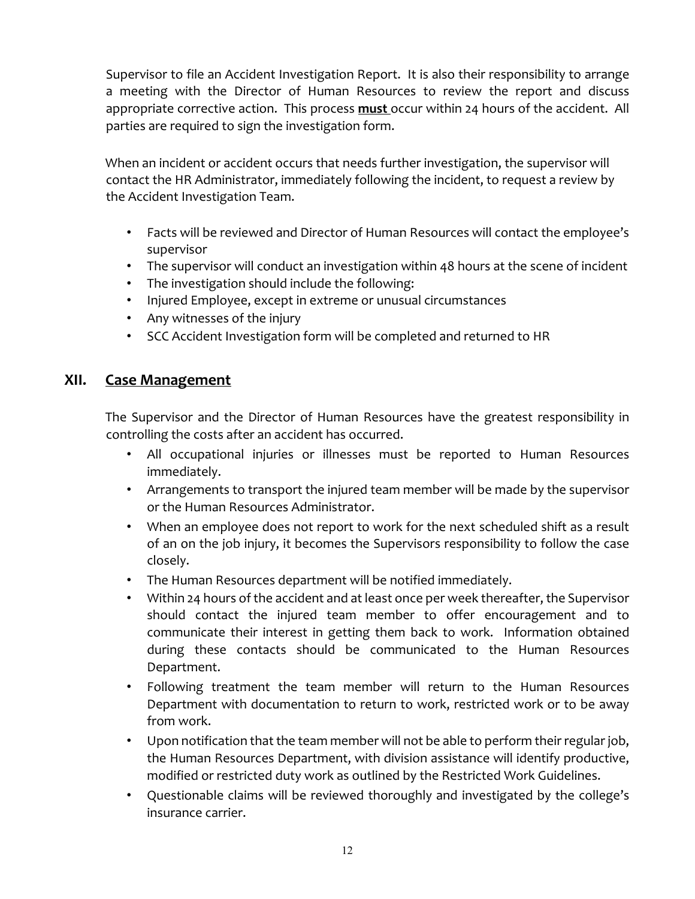Supervisor to file an Accident Investigation Report. It is also their responsibility to arrange a meeting with the Director of Human Resources to review the report and discuss appropriate corrective action. This process **must** occur within 24 hours of the accident. All parties are required to sign the investigation form.

When an incident or accident occurs that needs further investigation, the supervisor will contact the HR Administrator, immediately following the incident, to request a review by the Accident Investigation Team.

- Facts will be reviewed and Director of Human Resources will contact the employee's supervisor
- The supervisor will conduct an investigation within 48 hours at the scene of incident
- The investigation should include the following:
- Injured Employee, except in extreme or unusual circumstances
- Any witnesses of the injury
- SCC Accident Investigation form will be completed and returned to HR

## XII. Case Management

The Supervisor and the Director of Human Resources have the greatest responsibility in controlling the costs after an accident has occurred.

- All occupational injuries or illnesses must be reported to Human Resources immediately.
- Arrangements to transport the injured team member will be made by the supervisor or the Human Resources Administrator.
- When an employee does not report to work for the next scheduled shift as a result of an on the job injury, it becomes the Supervisors responsibility to follow the case closely.
- The Human Resources department will be notified immediately.
- Within 24 hours of the accident and at least once per week thereafter, the Supervisor should contact the injured team member to offer encouragement and to communicate their interest in getting them back to work. Information obtained during these contacts should be communicated to the Human Resources Department.
- Following treatment the team member will return to the Human Resources Department with documentation to return to work, restricted work or to be away from work.
- Upon notification that the team member will not be able to perform their regular job, the Human Resources Department, with division assistance will identify productive, modified or restricted duty work as outlined by the Restricted Work Guidelines.
- Questionable claims will be reviewed thoroughly and investigated by the college's insurance carrier.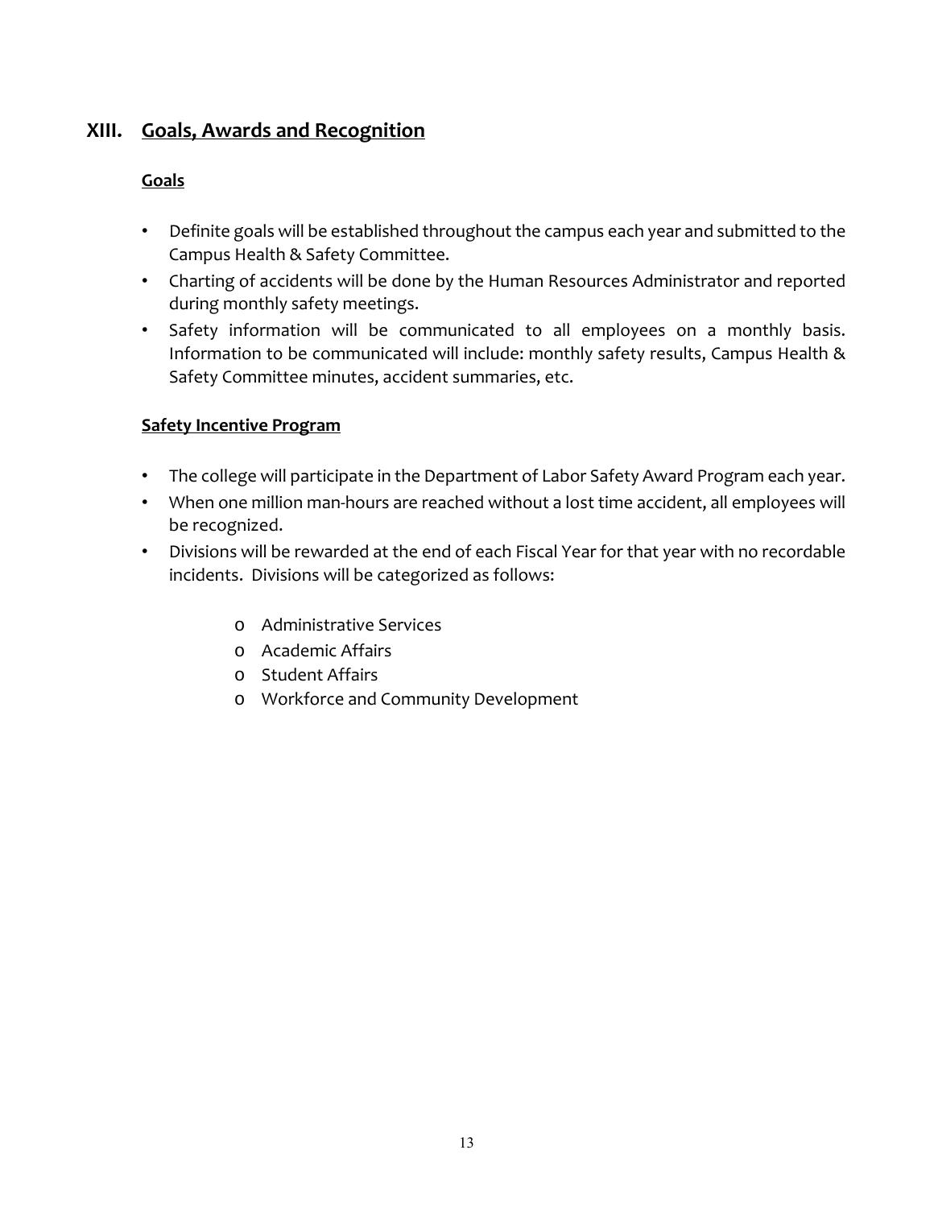## XIII. Goals, Awards and Recognition

### Goals

- Definite goals will be established throughout the campus each year and submitted to the Campus Health & Safety Committee.
- Charting of accidents will be done by the Human Resources Administrator and reported during monthly safety meetings.
- Safety information will be communicated to all employees on a monthly basis. Information to be communicated will include: monthly safety results, Campus Health & Safety Committee minutes, accident summaries, etc.

### Safety Incentive Program

- The college will participate in the Department of Labor Safety Award Program each year.
- When one million man-hours are reached without a lost time accident, all employees will be recognized.
- Divisions will be rewarded at the end of each Fiscal Year for that year with no recordable incidents. Divisions will be categorized as follows:
    - Administrative Services
    - Academic Affairs
    - Student Affairs
    - Workforce and Community Development